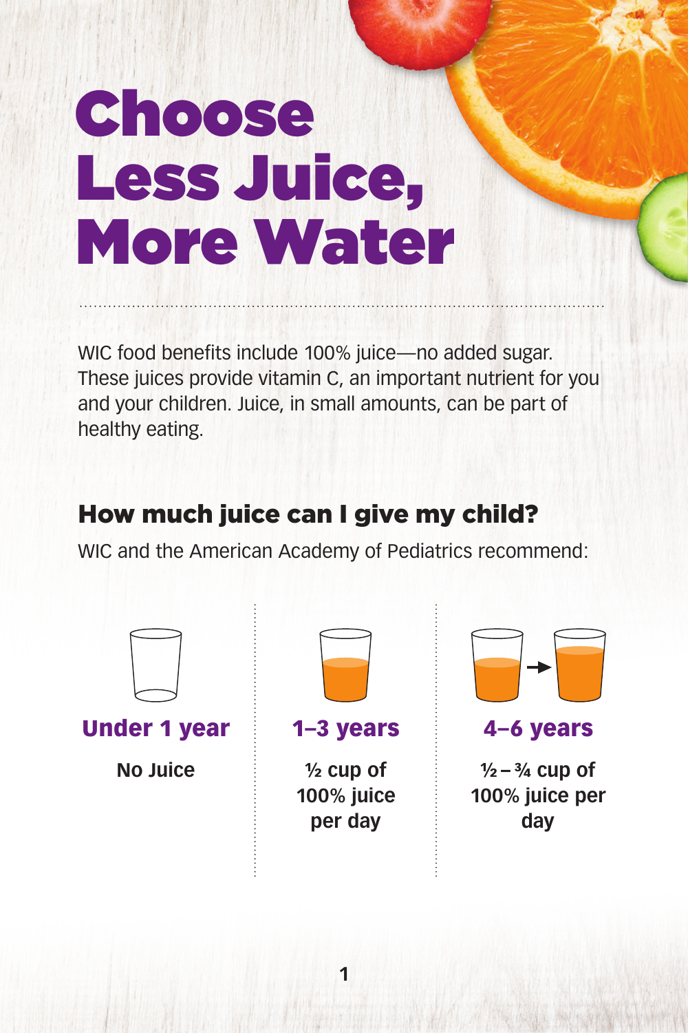# Choose Less Juice, More Water

WIC food benefits include 100% juice—no added sugar. These juices provide vitamin C, an important nutrient for you and your children. Juice, in small amounts, can be part of healthy eating.

## How much juice can I give my child?

WIC and the American Academy of Pediatrics recommend:

| Under 1 year | 1–3 years | 4–6 years |
| --- | --- | --- |
| **No Juice** | **½ cup of 100% juice per day** | **½ – ¾ cup of 100% juice per day** |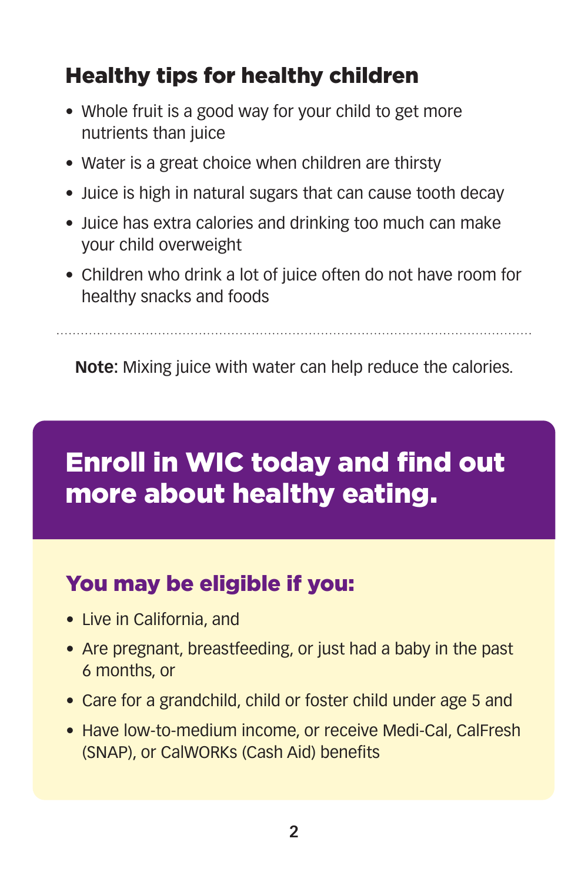## Healthy tips for healthy children

- Whole fruit is a good way for your child to get more nutrients than juice
- Water is a great choice when children are thirsty
- Juice is high in natural sugars that can cause tooth decay
- Juice has extra calories and drinking too much can make your child overweight
- Children who drink a lot of juice often do not have room for healthy snacks and foods

**Note:** Mixing juice with water can help reduce the calories.

## Enroll in WIC today and find out more about healthy eating.

### You may be eligible if you:

- Live in California, and
- Are pregnant, breastfeeding, or just had a baby in the past 6 months, or
- Care for a grandchild, child or foster child under age 5 and
- Have low-to-medium income, or receive Medi-Cal, CalFresh (SNAP), or CalWORKs (Cash Aid) benefits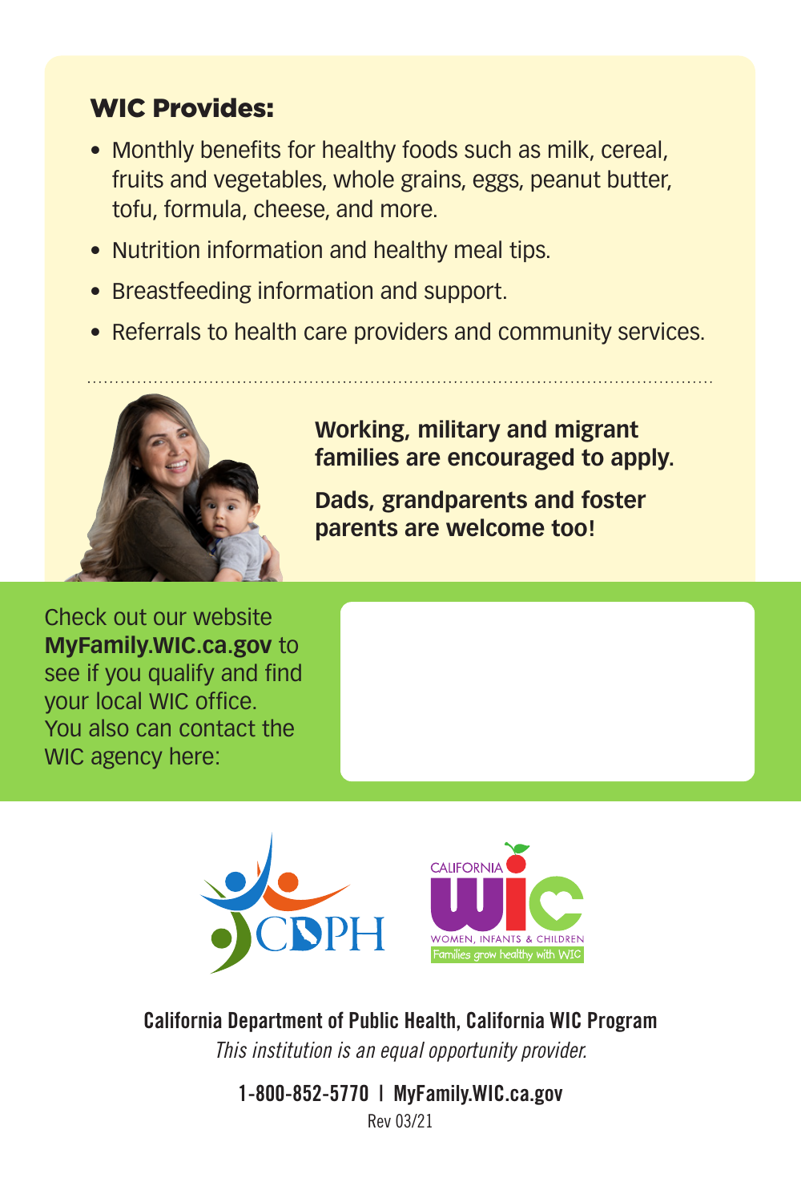## WIC Provides:

- Monthly benefits for healthy foods such as milk, cereal, fruits and vegetables, whole grains, eggs, peanut butter, tofu, formula, cheese, and more.
- Nutrition information and healthy meal tips.
- Breastfeeding information and support.
- Referrals to health care providers and community services.

**Working, military and migrant families are encouraged to apply.**

**Dads, grandparents and foster parents are welcome too!**

Check out our website **MyFamily.WIC.ca.gov** to see if you qualify and find your local WIC office. You also can contact the WIC agency here:

CDPH

CALIFORNIA WIC
WOMEN, INFANTS & CHILDREN
Families grow healthy with WIC

**California Department of Public Health, California WIC Program**

*This institution is an equal opportunity provider.*

**1-800-852-5770 | MyFamily.WIC.ca.gov**

Rev 03/21